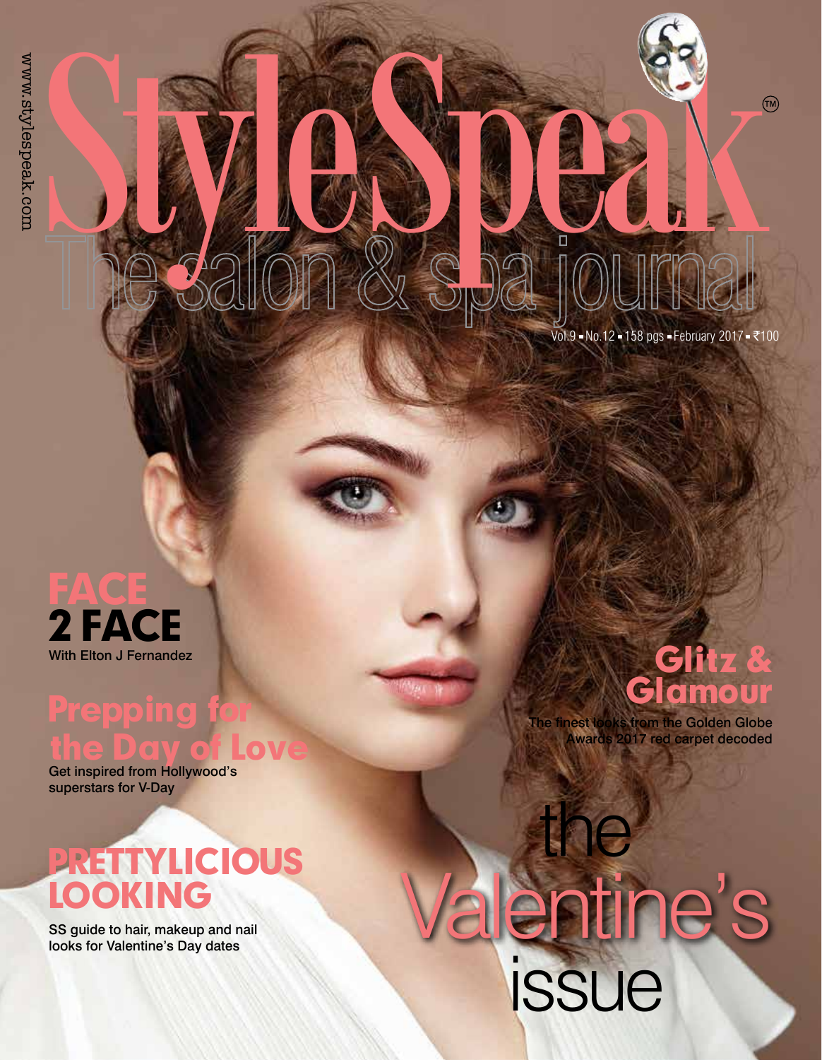www.stylespeak.com

# StyleSpeak™

## The salon & spa journal

Vol.9 ▪ No.12 ▪ 158 pgs ▪ February 2017 ▪ ₹100

## FACE 2 FACE

With Elton J Fernandez

## Prepping for the Day of Love

Get inspired from Hollywood's superstars for V-Day

## PRETTYLICIOUS LOOKING

SS guide to hair, makeup and nail looks for Valentine's Day dates

## Glitz & Glamour

The finest looks from the Golden Globe Awards 2017 red carpet decoded

# the Valentine's issue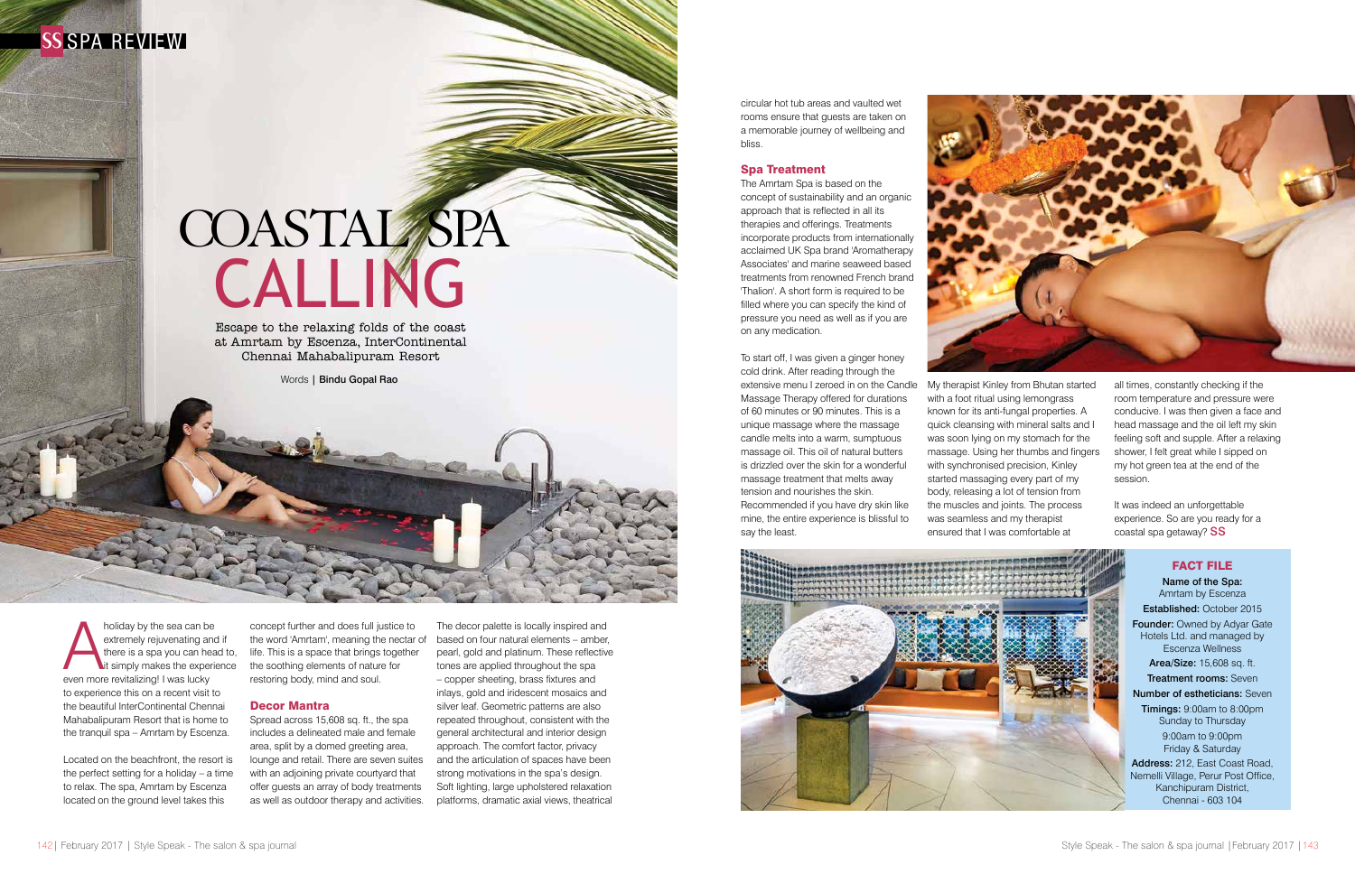# COASTAL SPA CALLING

Escape to the relaxing folds of the coast at Amrtam by Escenza, InterContinental Chennai Mahabalipuram Resort

Words | **Bindu Gopal Rao**

A holiday by the sea can be extremely rejuvenating and if there is a spa you can head to, it simply makes the experience even more revitalizing! I was lucky to experience this on a recent visit to the beautiful InterContinental Chennai Mahabalipuram Resort that is home to the tranquil spa – Amrtam by Escenza.

Located on the beachfront, the resort is the perfect setting for a holiday – a time to relax. The spa, Amrtam by Escenza located on the ground level takes this concept further and does full justice to the word 'Amrtam', meaning the nectar of life. This is a space that brings together the soothing elements of nature for restoring body, mind and soul.

## Decor Mantra

Spread across 15,608 sq. ft., the spa includes a delineated male and female area, split by a domed greeting area, lounge and retail. There are seven suites with an adjoining private courtyard that offer guests an array of body treatments as well as outdoor therapy and activities.

The decor palette is locally inspired and based on four natural elements – amber, pearl, gold and platinum. These reflective tones are applied throughout the spa – copper sheeting, brass fixtures and inlays, gold and iridescent mosaics and silver leaf. Geometric patterns are also repeated throughout, consistent with the general architectural and interior design approach. The comfort factor, privacy and the articulation of spaces have been strong motivations in the spa's design. Soft lighting, large upholstered relaxation platforms, dramatic axial views, theatrical circular hot tub areas and vaulted wet rooms ensure that guests are taken on a memorable journey of wellbeing and bliss.

## Spa Treatment

The Amrtam Spa is based on the concept of sustainability and an organic approach that is reflected in all its therapies and offerings. Treatments incorporate products from internationally acclaimed UK Spa brand 'Aromatherapy Associates' and marine seaweed based treatments from renowned French brand 'Thalion'. A short form is required to be filled where you can specify the kind of pressure you need as well as if you are on any medication.

To start off, I was given a ginger honey cold drink. After reading through the extensive menu I zeroed in on the Candle Massage Therapy offered for durations of 60 minutes or 90 minutes. This is a unique massage where the massage candle melts into a warm, sumptuous massage oil. This oil of natural butters is drizzled over the skin for a wonderful massage treatment that melts away tension and nourishes the skin. Recommended if you have dry skin like mine, the entire experience is blissful to say the least.

My therapist Kinley from Bhutan started with a foot ritual using lemongrass known for its anti-fungal properties. A quick cleansing with mineral salts and I was soon lying on my stomach for the massage. Using her thumbs and fingers with synchronised precision, Kinley started massaging every part of my body, releasing a lot of tension from the muscles and joints. The process was seamless and my therapist ensured that I was comfortable at all times, constantly checking if the room temperature and pressure were conducive. I was then given a face and head massage and the oil left my skin feeling soft and supple. After a relaxing shower, I felt great while I sipped on my hot green tea at the end of the session.

It was indeed an unforgettable experience. So are you ready for a coastal spa getaway? **SS**

## FACT FILE

**Name of the Spa:** Amrtam by Escenza

**Established:** October 2015

**Founder:** Owned by Adyar Gate Hotels Ltd. and managed by Escenza Wellness

**Area/Size:** 15,608 sq. ft.

**Treatment rooms:** Seven

**Number of estheticians:** Seven

**Timings:** 9:00am to 8:00pm Sunday to Thursday
9:00am to 9:00pm Friday & Saturday

**Address:** 212, East Coast Road, Nemelli Village, Perur Post Office, Kanchipuram District, Chennai - 603 104